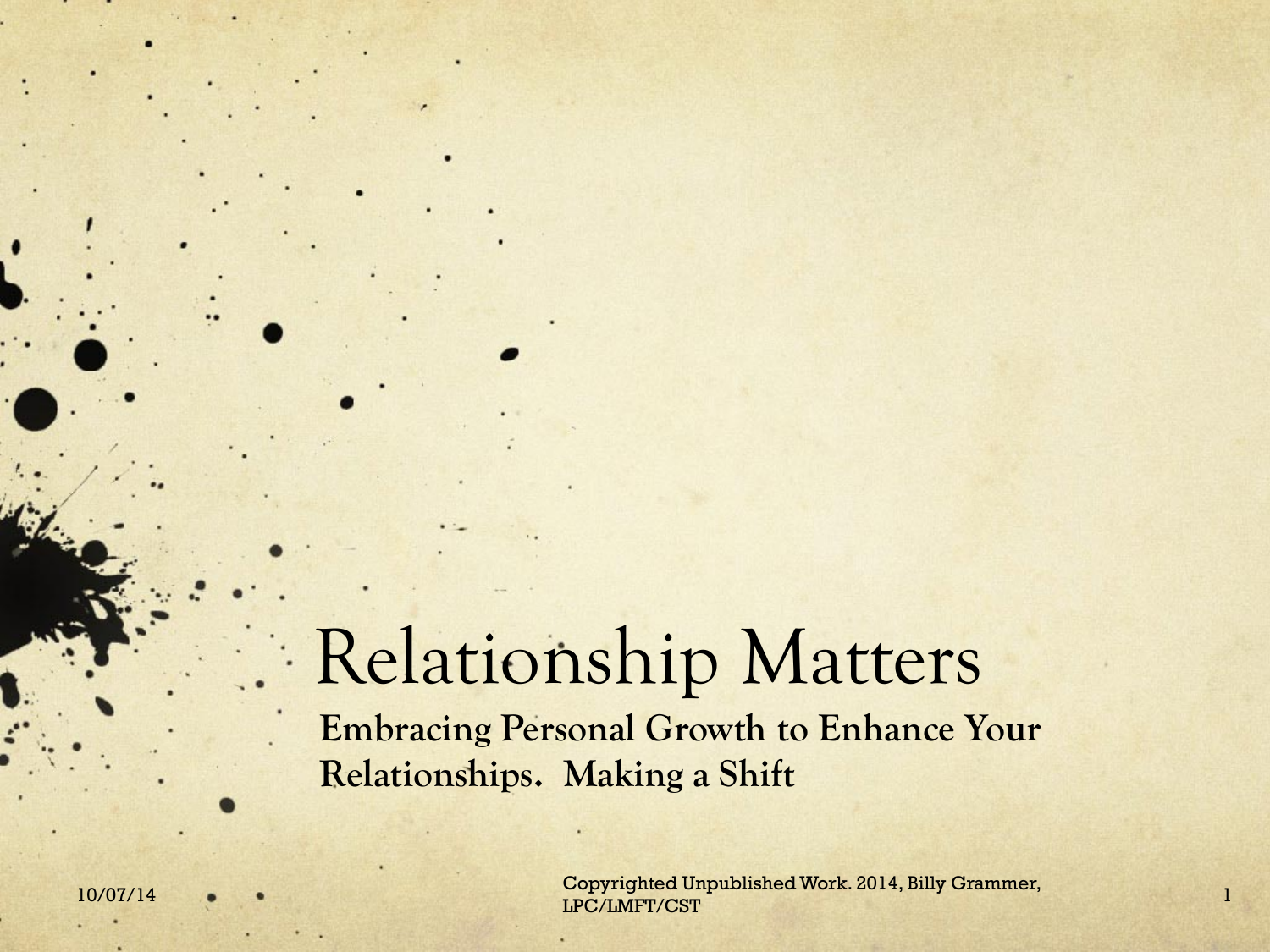# Relationship Matters

**Embracing Personal Growth to Enhance Your Relationships. Making a Shift**

Copyrighted Unpublished Work. 2014, Billy Grammer, LPC/LMFT/CST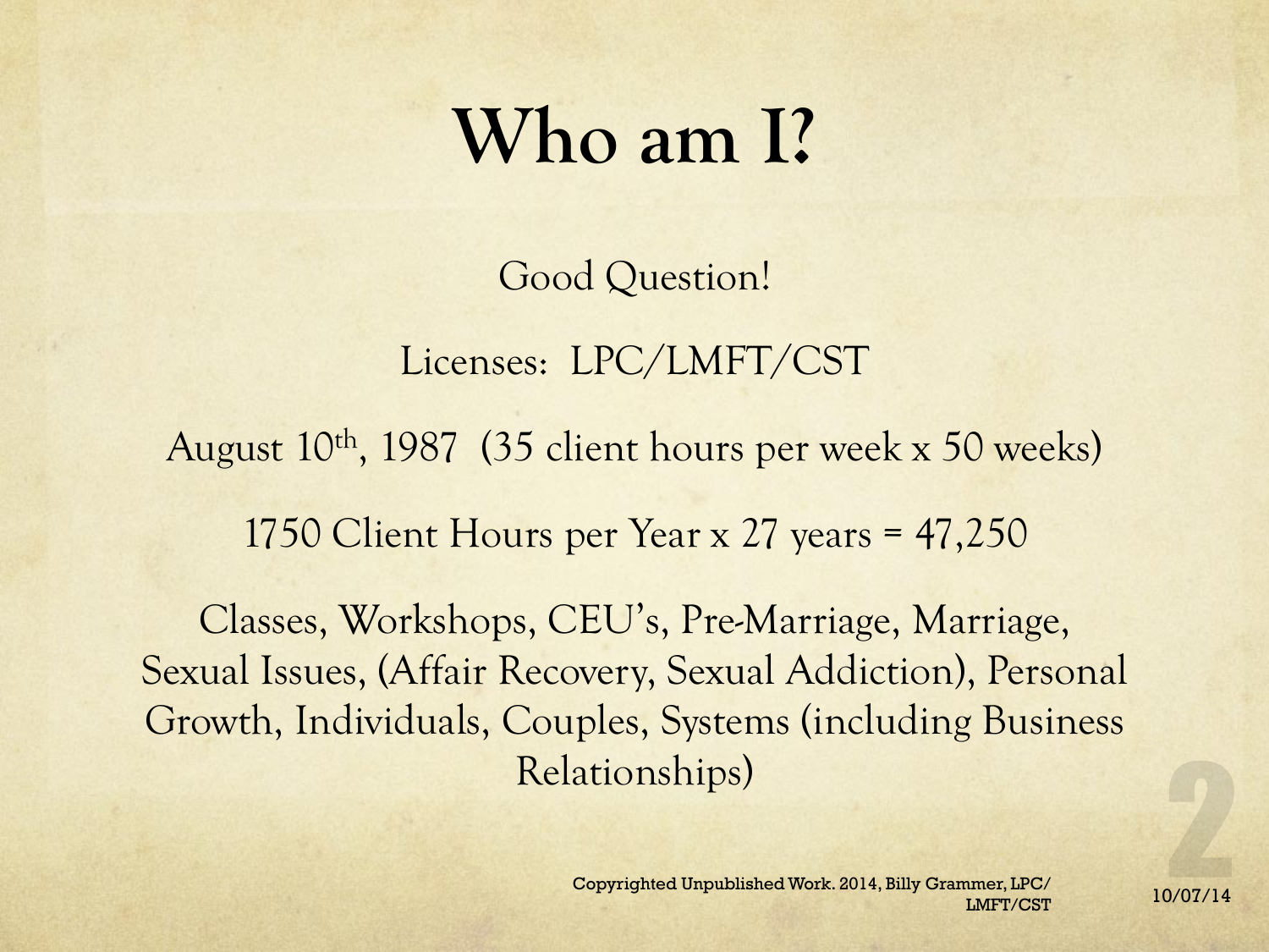# Who am I?

Good Question!

Licenses: LPC/LMFT/CST

August 10th, 1987 (35 client hours per week x 50 weeks)

1750 Client Hours per Year x 27 years = 47,250

Classes, Workshops, CEU's, Pre-Marriage, Marriage, Sexual Issues, (Affair Recovery, Sexual Addiction), Personal Growth, Individuals, Couples, Systems (including Business Relationships)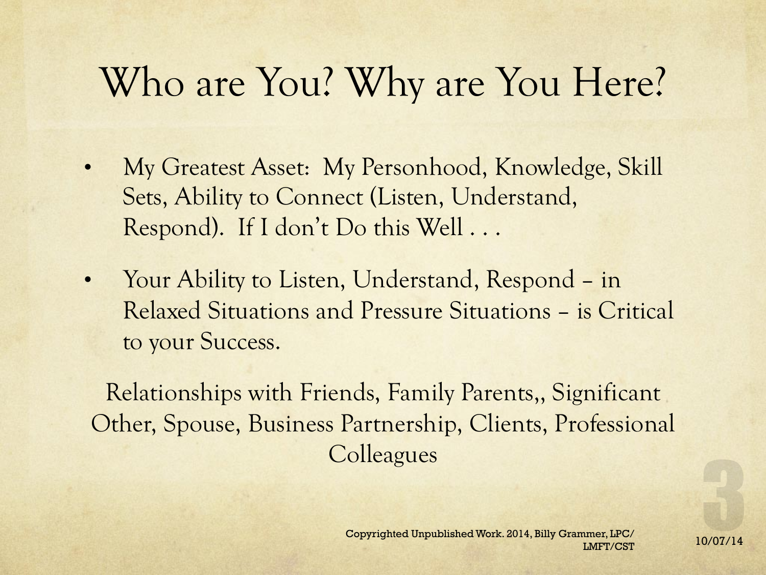# Who are You? Why are You Here?

- My Greatest Asset: My Personhood, Knowledge, Skill Sets, Ability to Connect (Listen, Understand, Respond). If I don't Do this Well . . .
- Your Ability to Listen, Understand, Respond – in Relaxed Situations and Pressure Situations – is Critical to your Success.

Relationships with Friends, Family Parents,, Significant Other, Spouse, Business Partnership, Clients, Professional Colleagues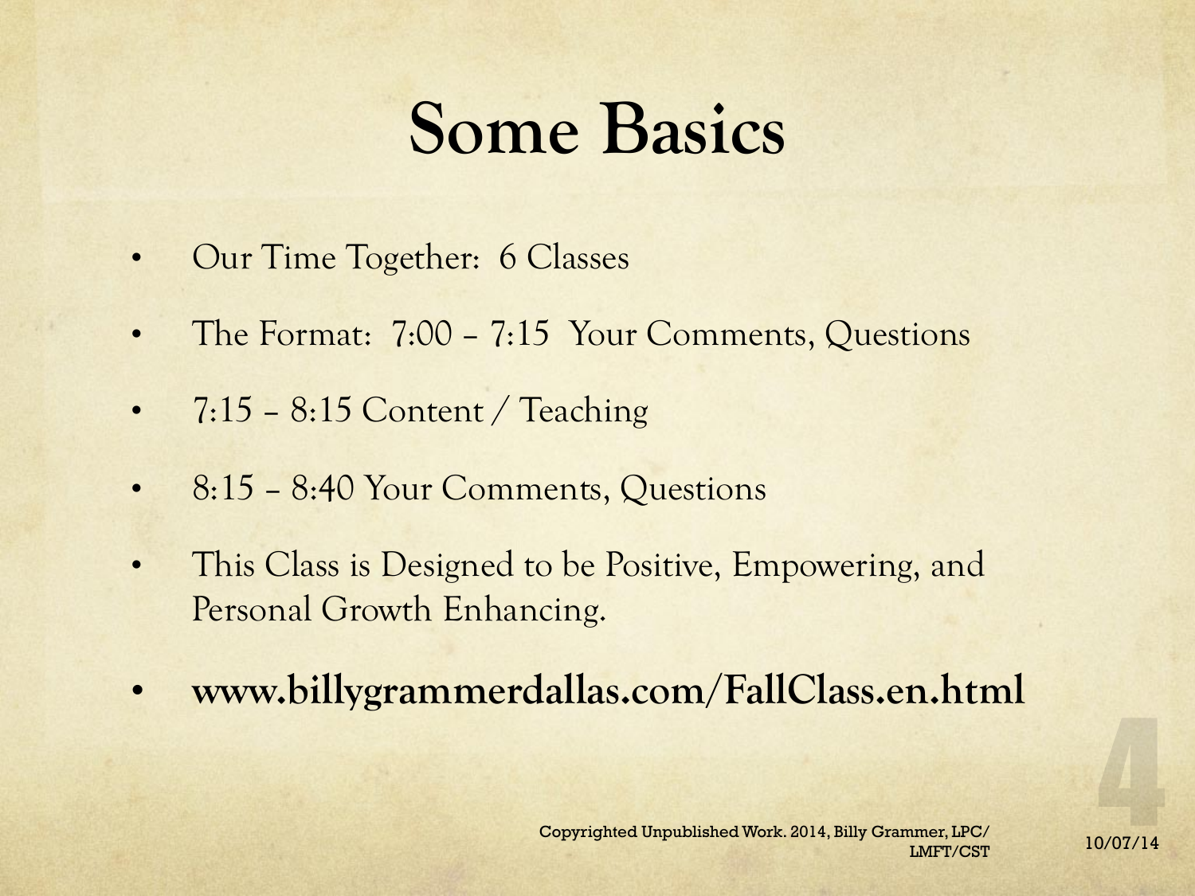# Some Basics

- Our Time Together: 6 Classes
- The Format: 7:00 – 7:15 Your Comments, Questions
- 7:15 – 8:15 Content / Teaching
- 8:15 – 8:40 Your Comments, Questions
- This Class is Designed to be Positive, Empowering, and Personal Growth Enhancing.
- **www.billygrammerdallas.com/FallClass.en.html**

Copyrighted Unpublished Work. 2014, Billy Grammer, LPC/LMFT/CST

10/07/14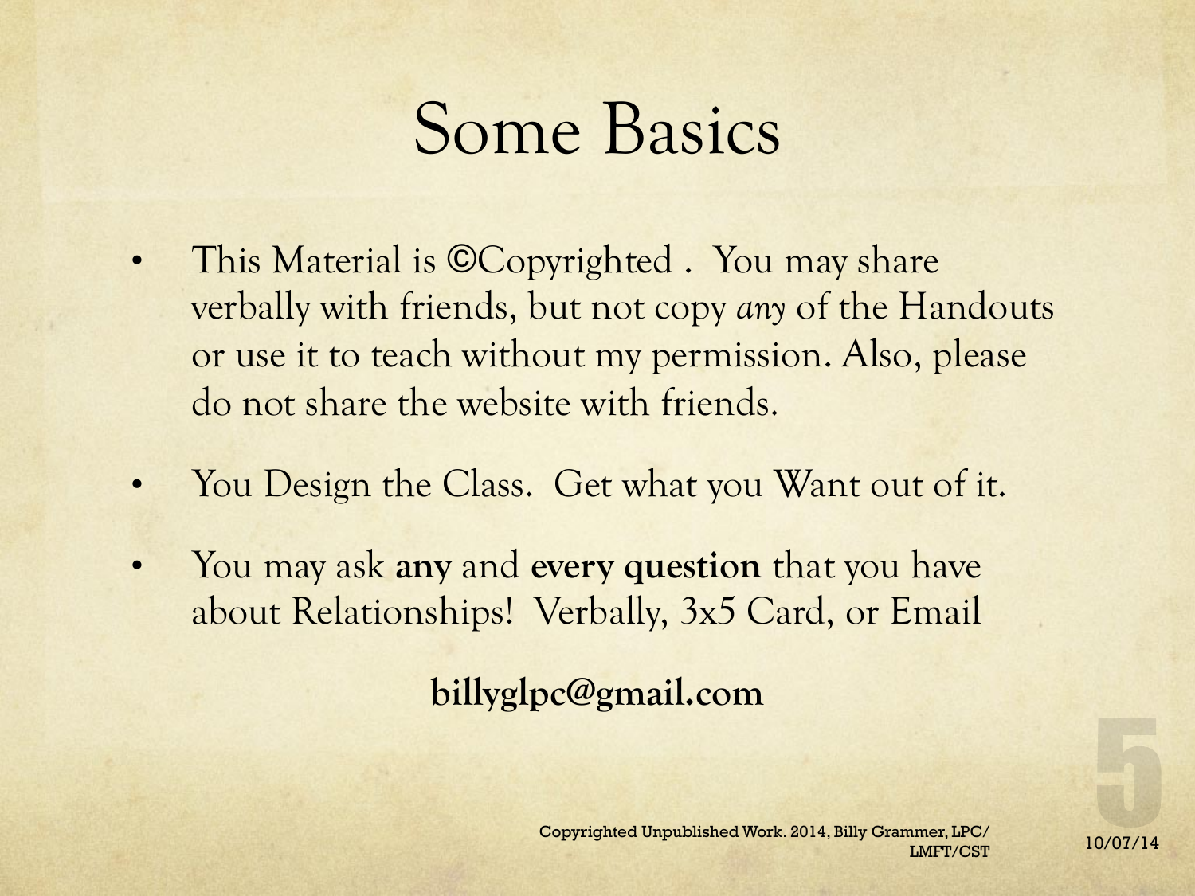# Some Basics

- This Material is ©Copyrighted . You may share verbally with friends, but not copy *any* of the Handouts or use it to teach without my permission. Also, please do not share the website with friends.
- You Design the Class. Get what you Want out of it.
- You may ask **any** and **every question** that you have about Relationships! Verbally, 3x5 Card, or Email

**billyglpc@gmail.com**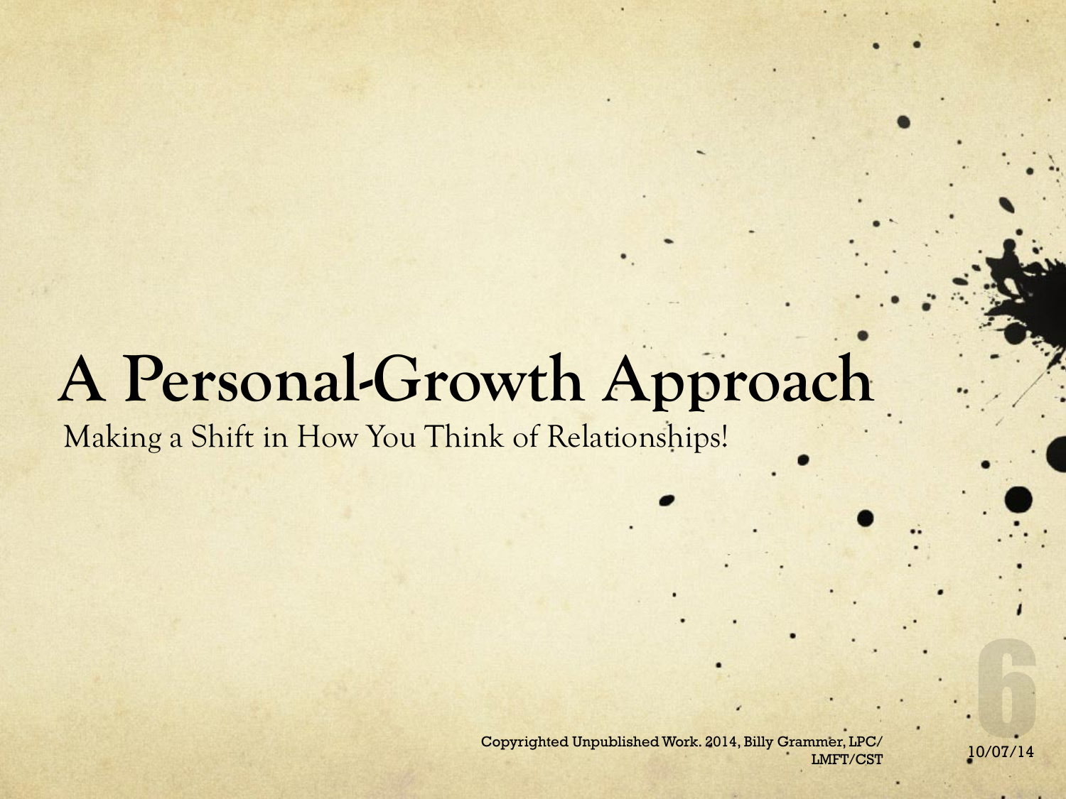# A Personal-Growth Approach

Making a Shift in How You Think of Relationships!

Copyrighted Unpublished Work. 2014, Billy Grammer, LPC/LMFT/CST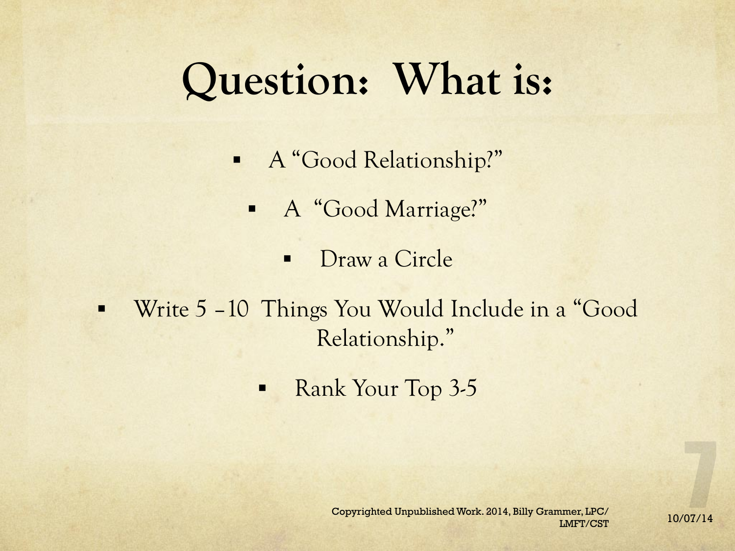# Question: What is:

- A "Good Relationship?"
- A "Good Marriage?"
- Draw a Circle
- Write 5 – 10 Things You Would Include in a "Good Relationship."
- Rank Your Top 3-5

Copyrighted Unpublished Work. 2014, Billy Grammer, LPC/ LMFT/CST

10/07/14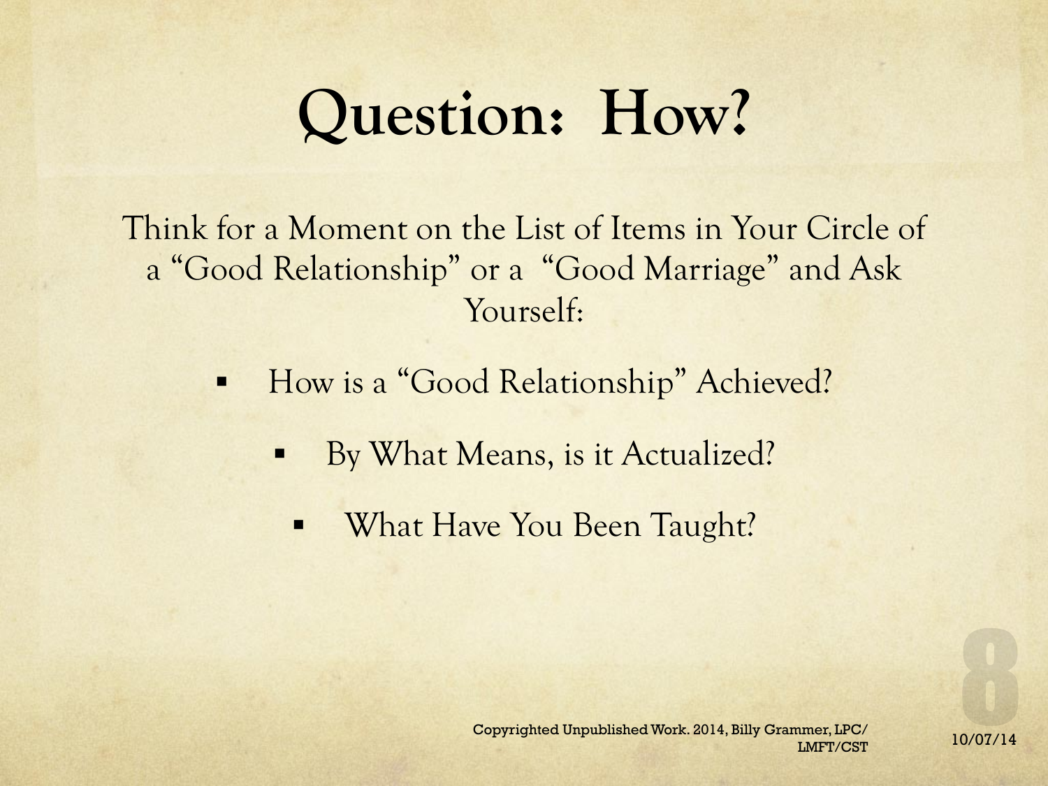# Question: How?

Think for a Moment on the List of Items in Your Circle of a "Good Relationship" or a "Good Marriage" and Ask Yourself:

- How is a "Good Relationship" Achieved?
  - By What Means, is it Actualized?
    - What Have You Been Taught?

Copyrighted Unpublished Work. 2014, Billy Grammer, LPC/LMFT/CST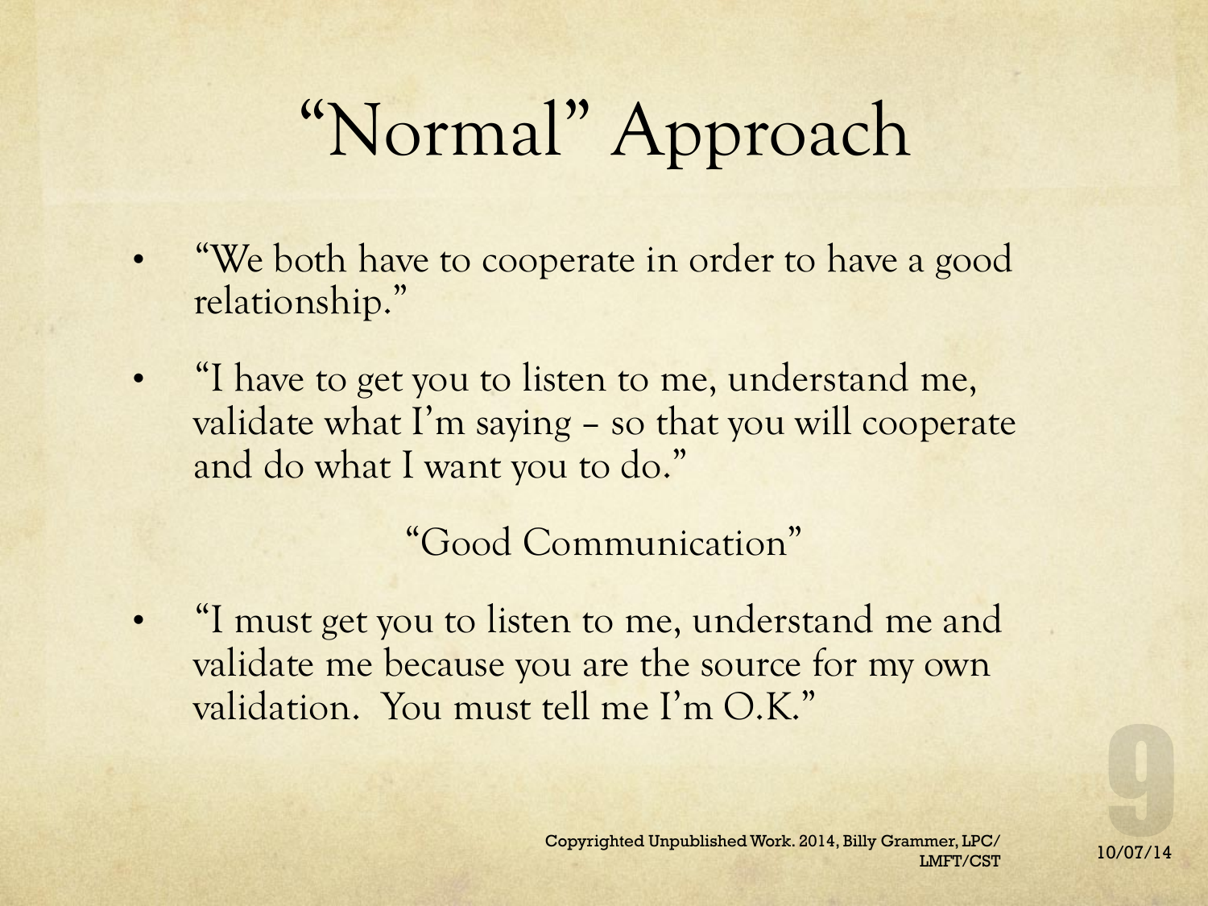# "Normal" Approach

- "We both have to cooperate in order to have a good relationship."
- "I have to get you to listen to me, understand me, validate what I'm saying – so that you will cooperate and do what I want you to do."

"Good Communication"

- "I must get you to listen to me, understand me and validate me because you are the source for my own validation. You must tell me I'm O.K."

Copyrighted Unpublished Work. 2014, Billy Grammer, LPC/LMFT/CST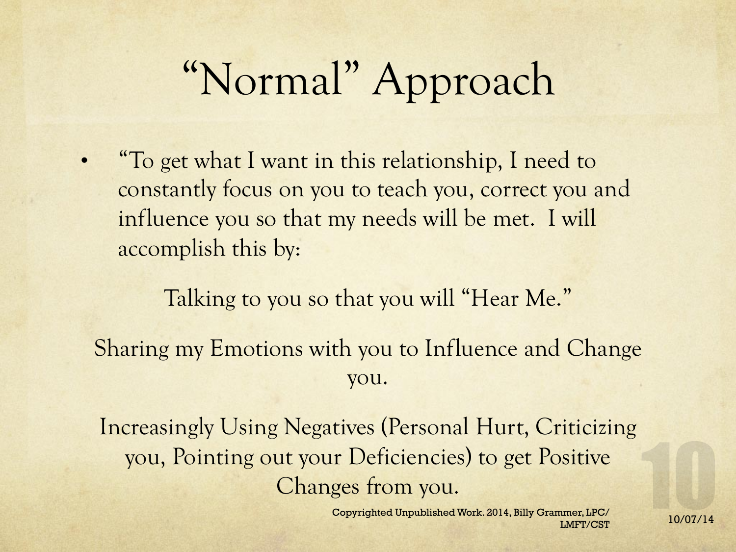# "Normal" Approach

- "To get what I want in this relationship, I need to constantly focus on you to teach you, correct you and influence you so that my needs will be met. I will accomplish this by:

Talking to you so that you will "Hear Me."

Sharing my Emotions with you to Influence and Change you.

Increasingly Using Negatives (Personal Hurt, Criticizing you, Pointing out your Deficiencies) to get Positive Changes from you.

Copyrighted Unpublished Work. 2014, Billy Grammer, LPC/LMFT/CST

10/07/14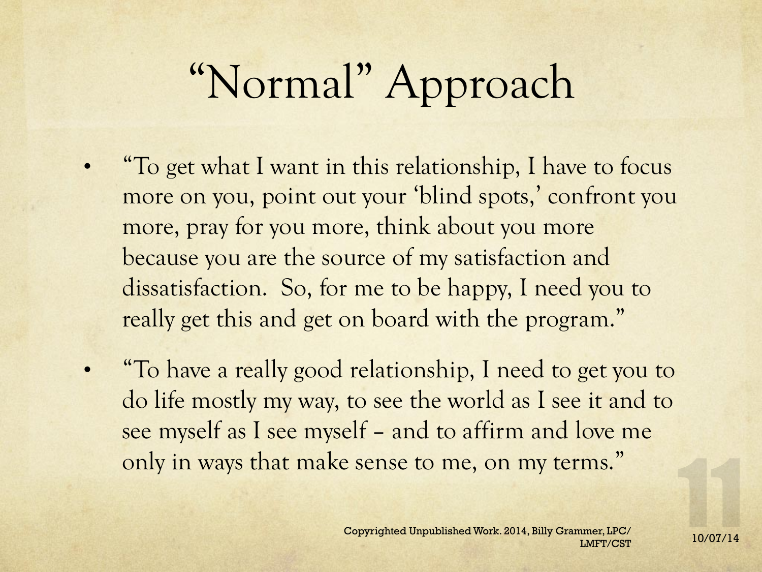# "Normal" Approach

- "To get what I want in this relationship, I have to focus more on you, point out your 'blind spots,' confront you more, pray for you more, think about you more because you are the source of my satisfaction and dissatisfaction. So, for me to be happy, I need you to really get this and get on board with the program."
- "To have a really good relationship, I need to get you to do life mostly my way, to see the world as I see it and to see myself as I see myself – and to affirm and love me only in ways that make sense to me, on my terms."

Copyrighted Unpublished Work. 2014, Billy Grammer, LPC/LMFT/CST

10/07/14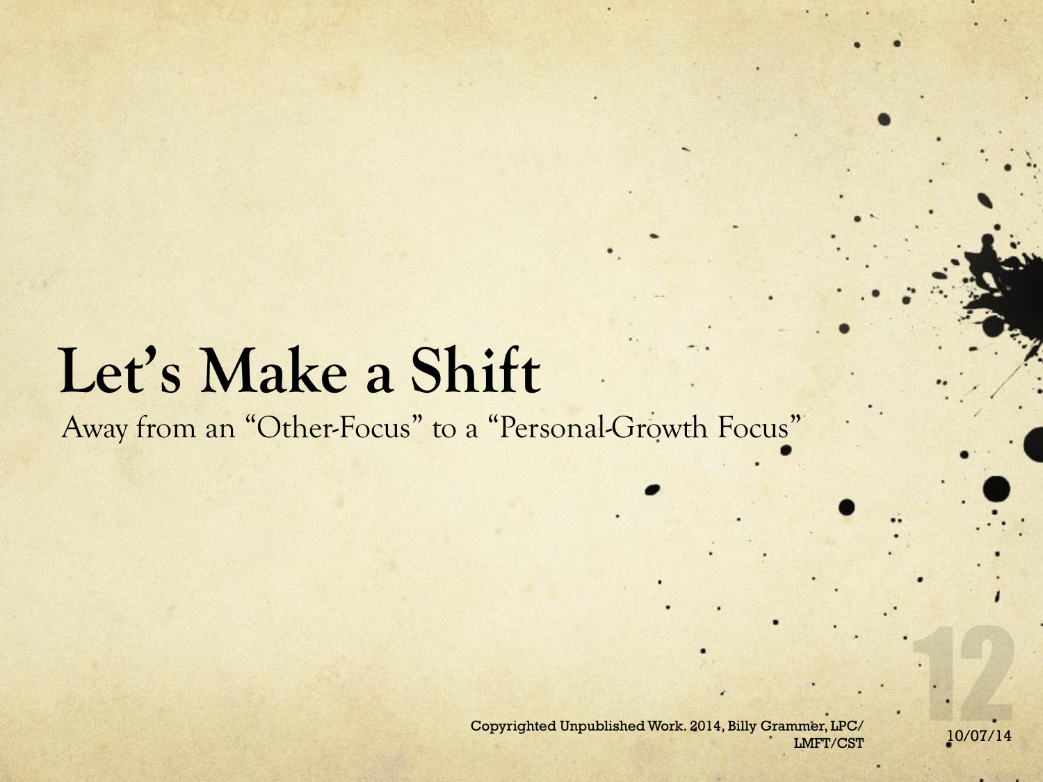# Let's Make a Shift

Away from an "Other-Focus" to a "Personal-Growth Focus"

Copyrighted Unpublished Work. 2014, Billy Grammer, LPC/LMFT/CST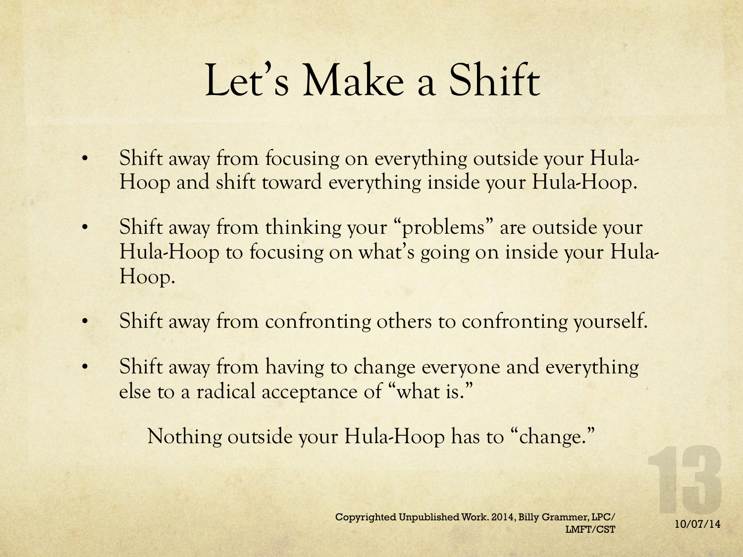# Let's Make a Shift

- Shift away from focusing on everything outside your Hula-Hoop and shift toward everything inside your Hula-Hoop.
- Shift away from thinking your "problems" are outside your Hula-Hoop to focusing on what's going on inside your Hula-Hoop.
- Shift away from confronting others to confronting yourself.
- Shift away from having to change everyone and everything else to a radical acceptance of "what is."

Nothing outside your Hula-Hoop has to "change."

Copyrighted Unpublished Work. 2014, Billy Grammer, LPC/LMFT/CST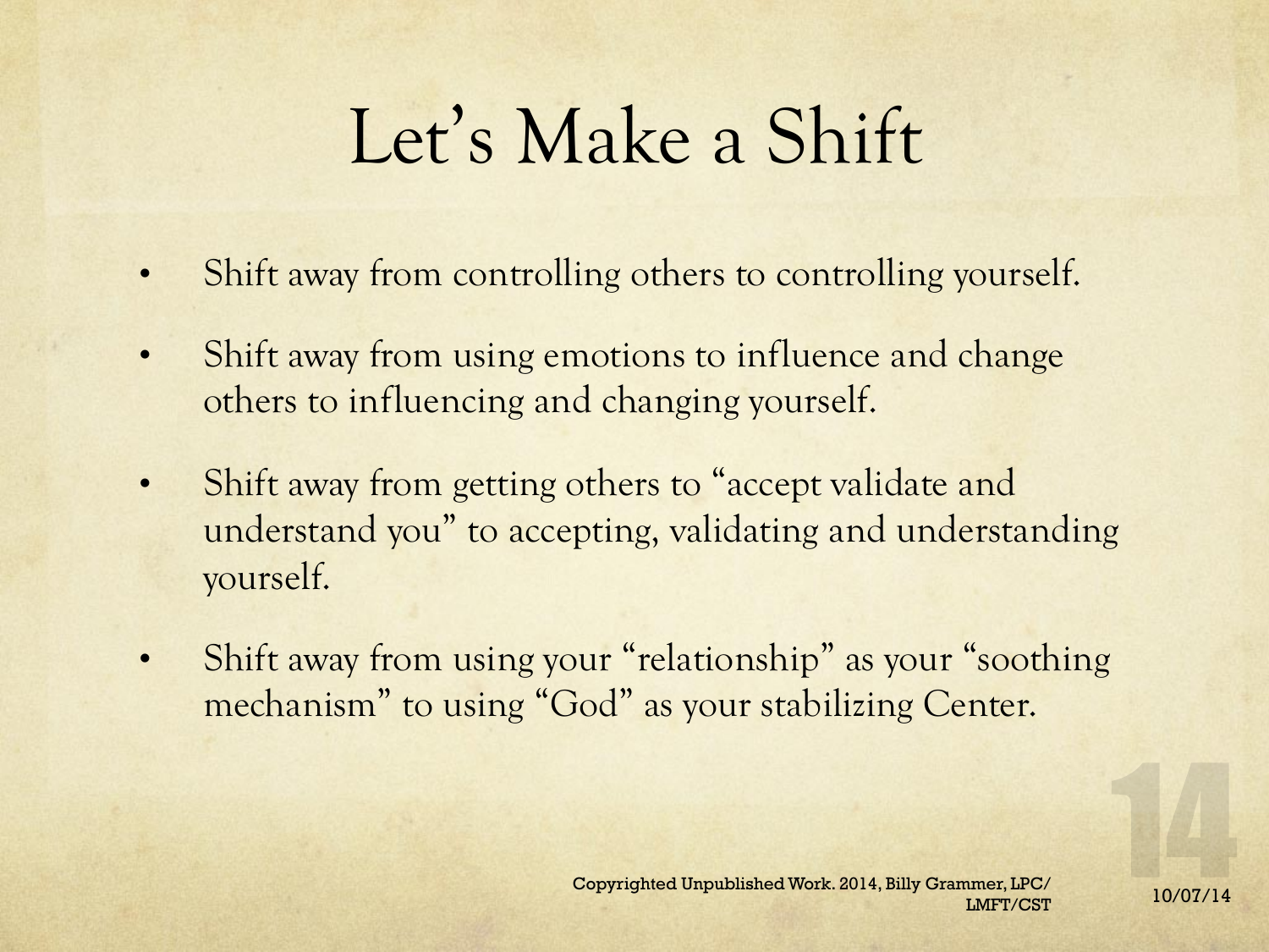# Let's Make a Shift

- Shift away from controlling others to controlling yourself.
- Shift away from using emotions to influence and change others to influencing and changing yourself.
- Shift away from getting others to "accept validate and understand you" to accepting, validating and understanding yourself.
- Shift away from using your "relationship" as your "soothing mechanism" to using "God" as your stabilizing Center.

Copyrighted Unpublished Work. 2014, Billy Grammer, LPC/LMFT/CST

10/07/14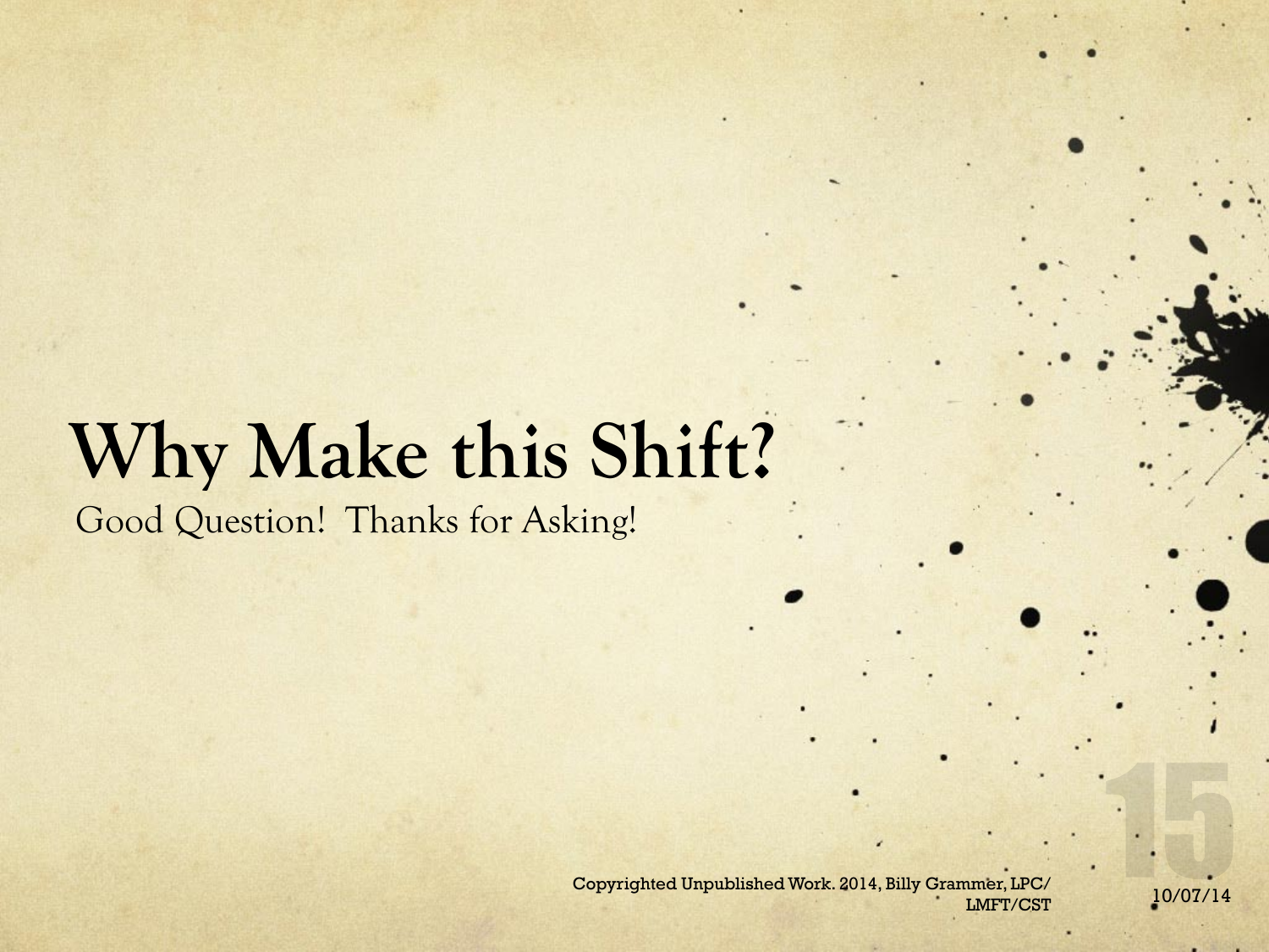# Why Make this Shift?

Good Question! Thanks for Asking!

Copyrighted Unpublished Work. 2014, Billy Grammer, LPC/LMFT/CST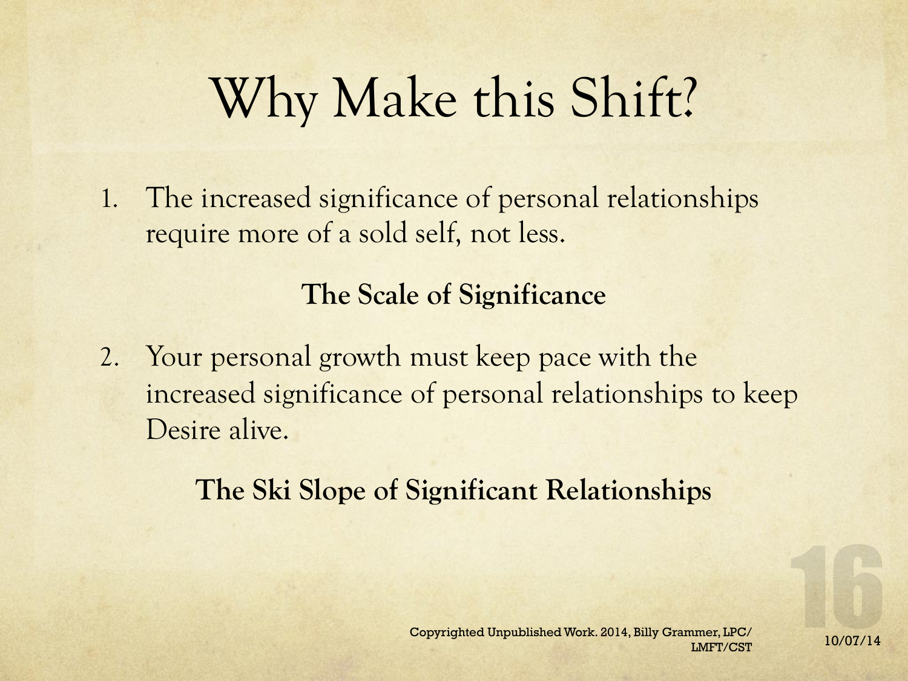# Why Make this Shift?

1. The increased significance of personal relationships require more of a sold self, not less.

**The Scale of Significance**

2. Your personal growth must keep pace with the increased significance of personal relationships to keep Desire alive.

**The Ski Slope of Significant Relationships**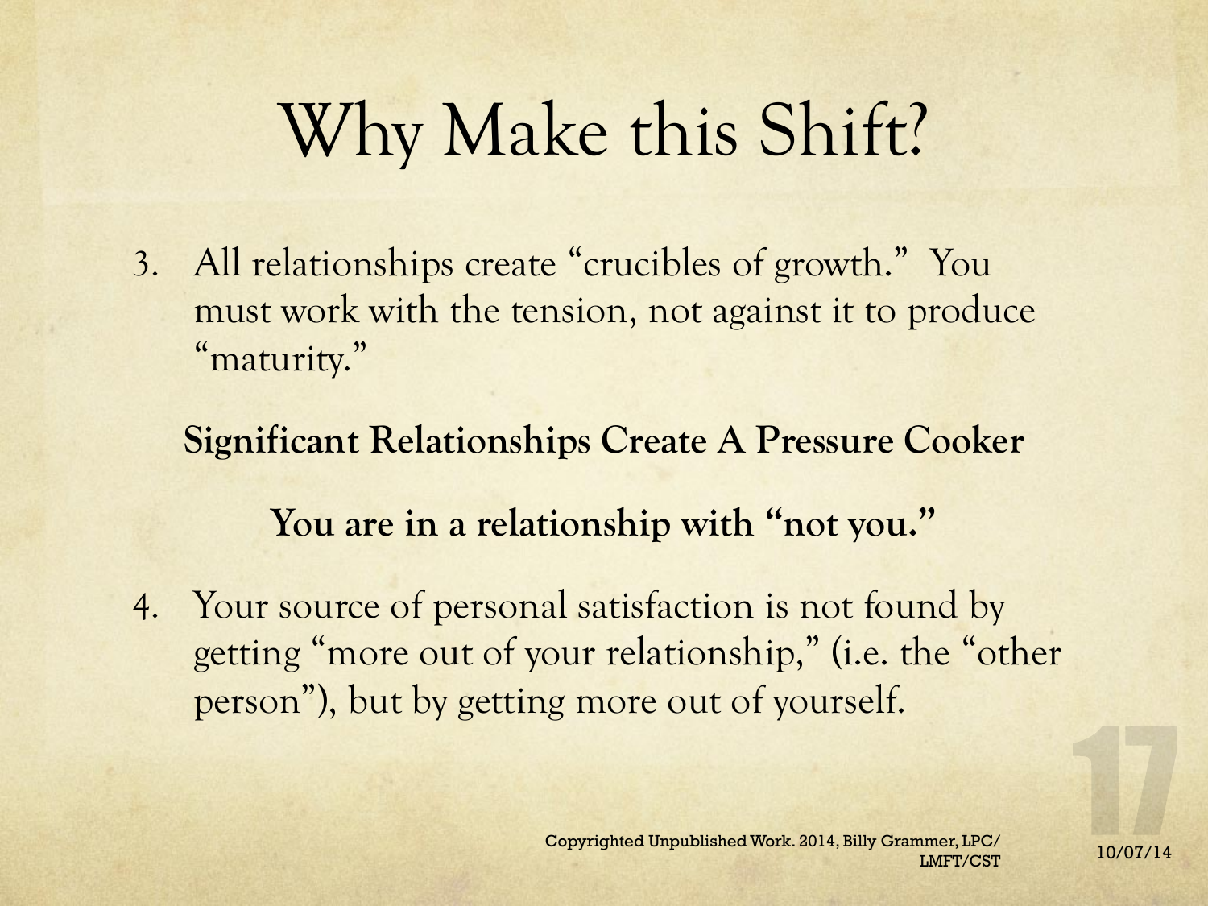# Why Make this Shift?

3. All relationships create "crucibles of growth." You must work with the tension, not against it to produce "maturity."

**Significant Relationships Create A Pressure Cooker**

**You are in a relationship with "not you."**

4. Your source of personal satisfaction is not found by getting "more out of your relationship," (i.e. the "other person"), but by getting more out of yourself.

Copyrighted Unpublished Work. 2014, Billy Grammer, LPC/LMFT/CST

10/07/14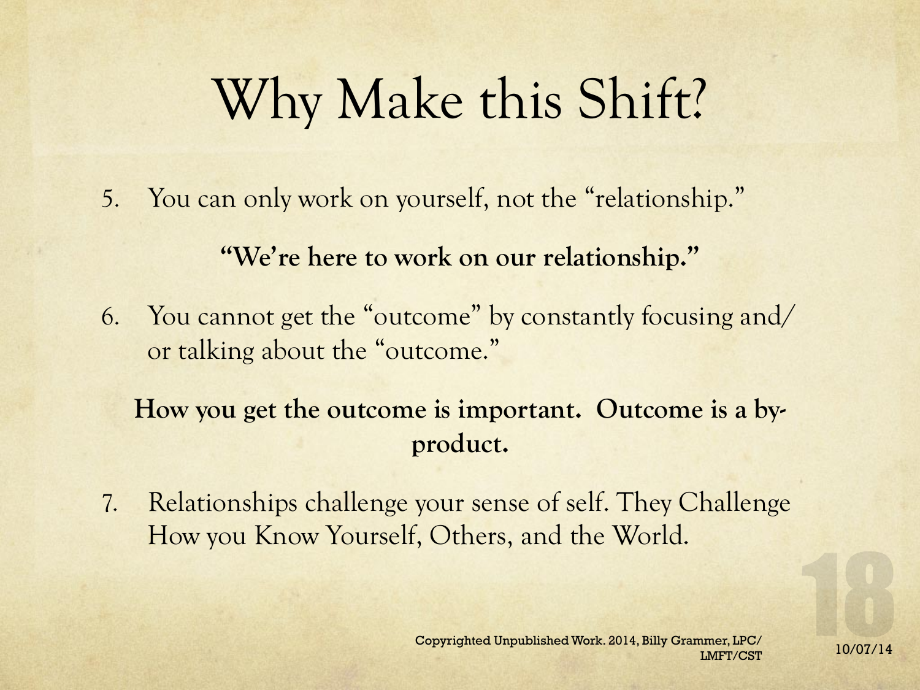# Why Make this Shift?

5. You can only work on yourself, not the "relationship."

**"We're here to work on our relationship."**

6. You cannot get the "outcome" by constantly focusing and/or talking about the "outcome."

**How you get the outcome is important. Outcome is a by-product.**

7. Relationships challenge your sense of self. They Challenge How you Know Yourself, Others, and the World.

Copyrighted Unpublished Work. 2014, Billy Grammer, LPC/LMFT/CST

10/07/14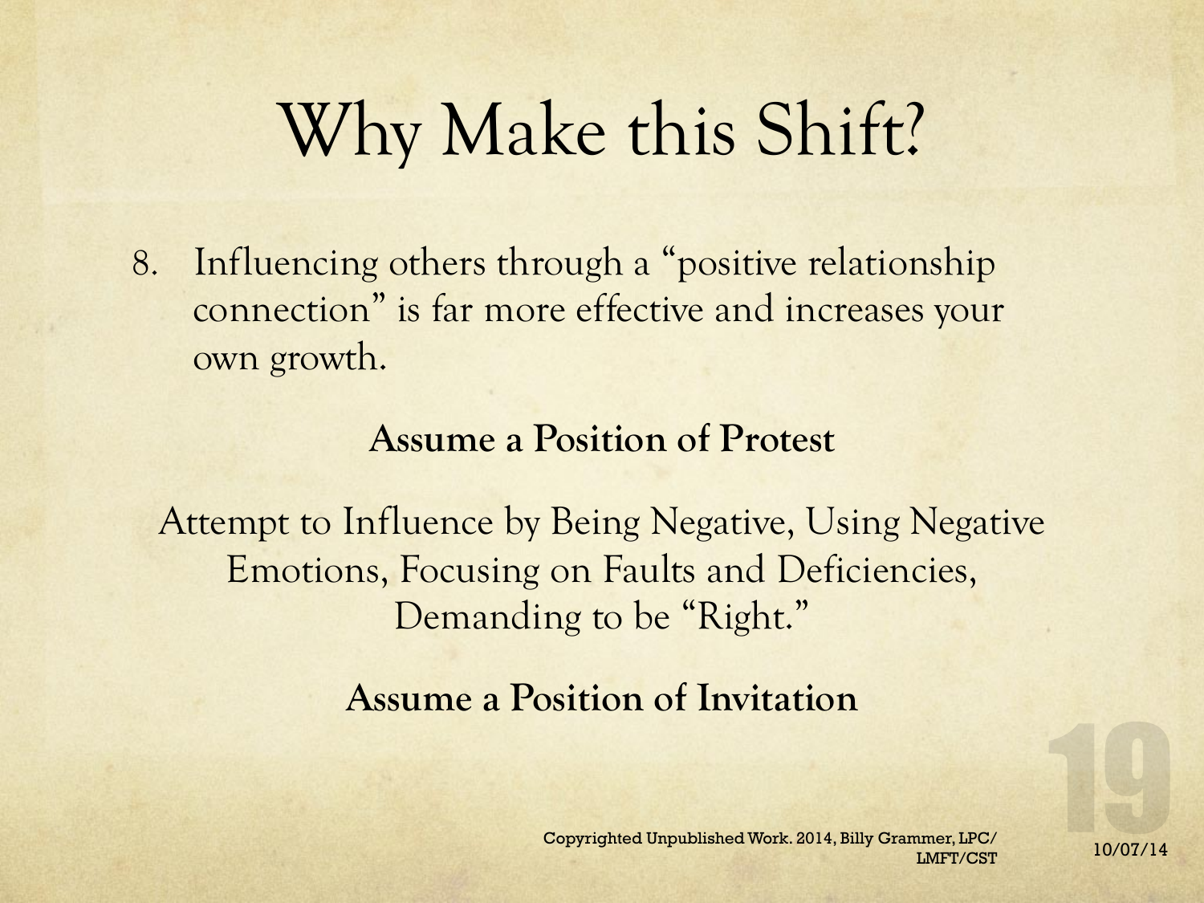# Why Make this Shift?

8. Influencing others through a "positive relationship connection" is far more effective and increases your own growth.

**Assume a Position of Protest**

Attempt to Influence by Being Negative, Using Negative Emotions, Focusing on Faults and Deficiencies, Demanding to be "Right."

**Assume a Position of Invitation**

Copyrighted Unpublished Work. 2014, Billy Grammer, LPC/LMFT/CST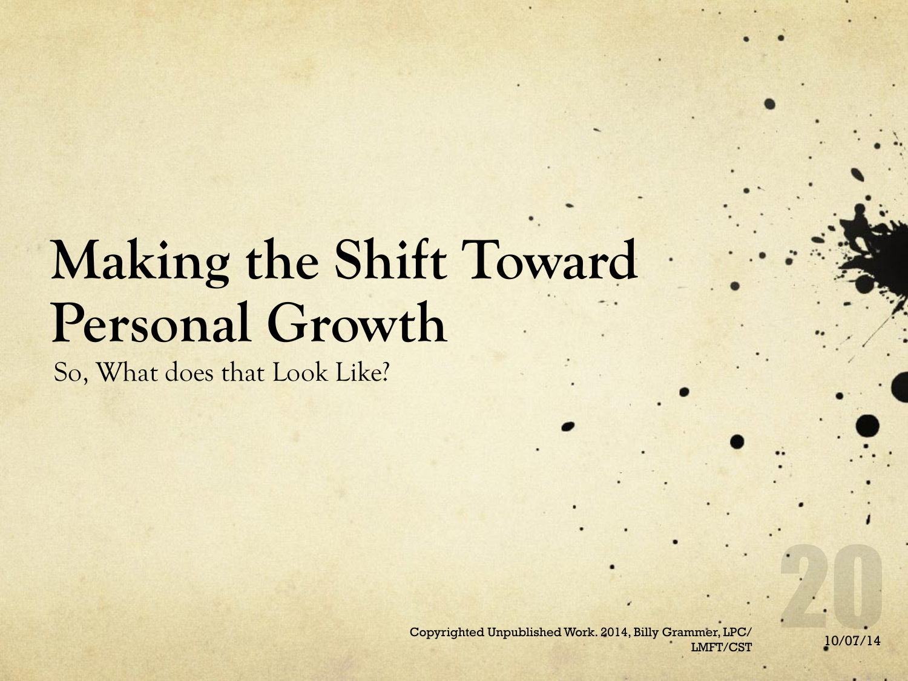# Making the Shift Toward Personal Growth

So, What does that Look Like?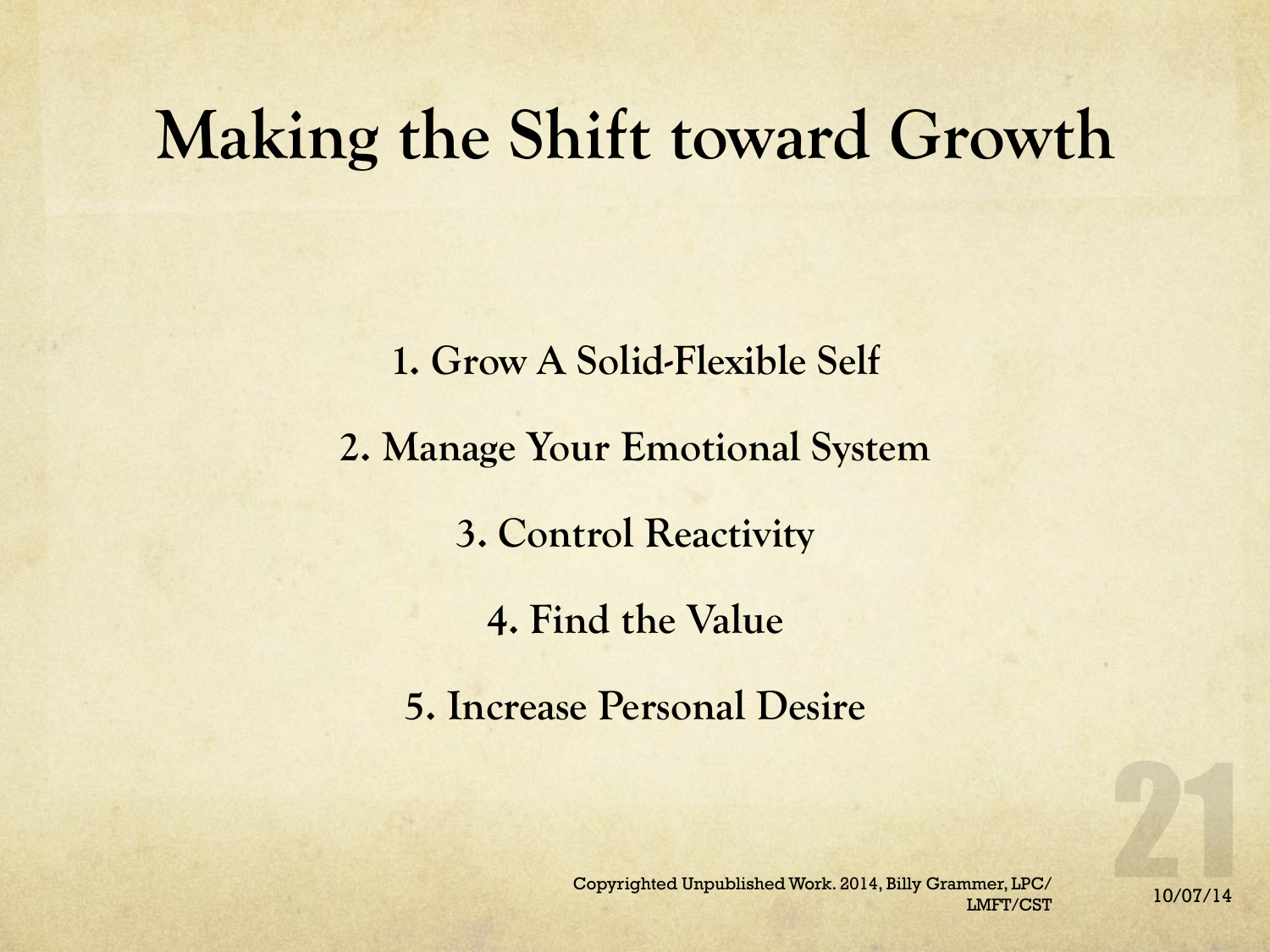# Making the Shift toward Growth

1. Grow A Solid-Flexible Self
2. Manage Your Emotional System
3. Control Reactivity
4. Find the Value
5. Increase Personal Desire

Copyrighted Unpublished Work. 2014, Billy Grammer, LPC/LMFT/CST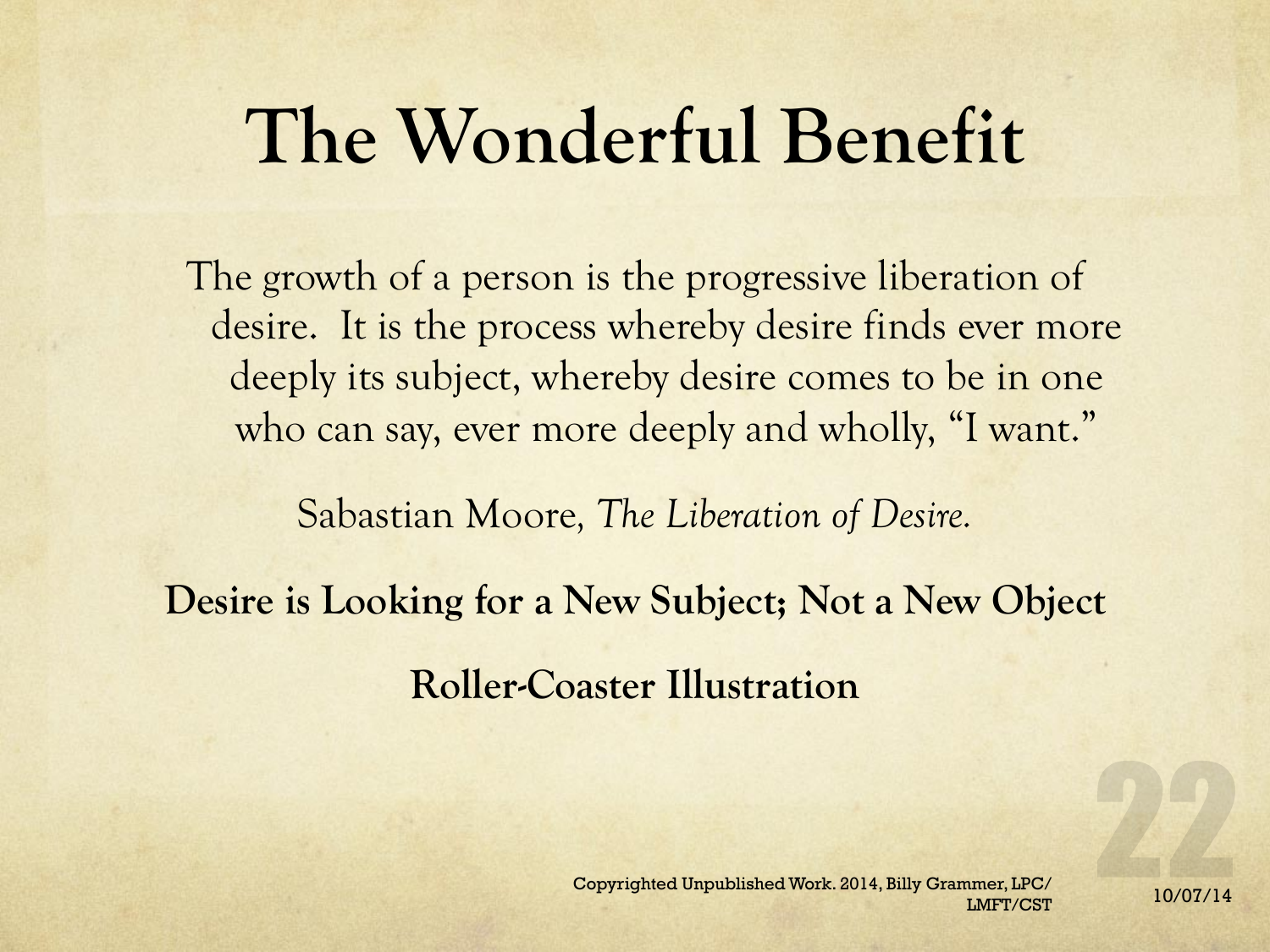# The Wonderful Benefit

The growth of a person is the progressive liberation of desire. It is the process whereby desire finds ever more deeply its subject, whereby desire comes to be in one who can say, ever more deeply and wholly, "I want."

Sabastian Moore, *The Liberation of Desire.*

**Desire is Looking for a New Subject; Not a New Object**

**Roller-Coaster Illustration**

Copyrighted Unpublished Work. 2014, Billy Grammer, LPC/LMFT/CST